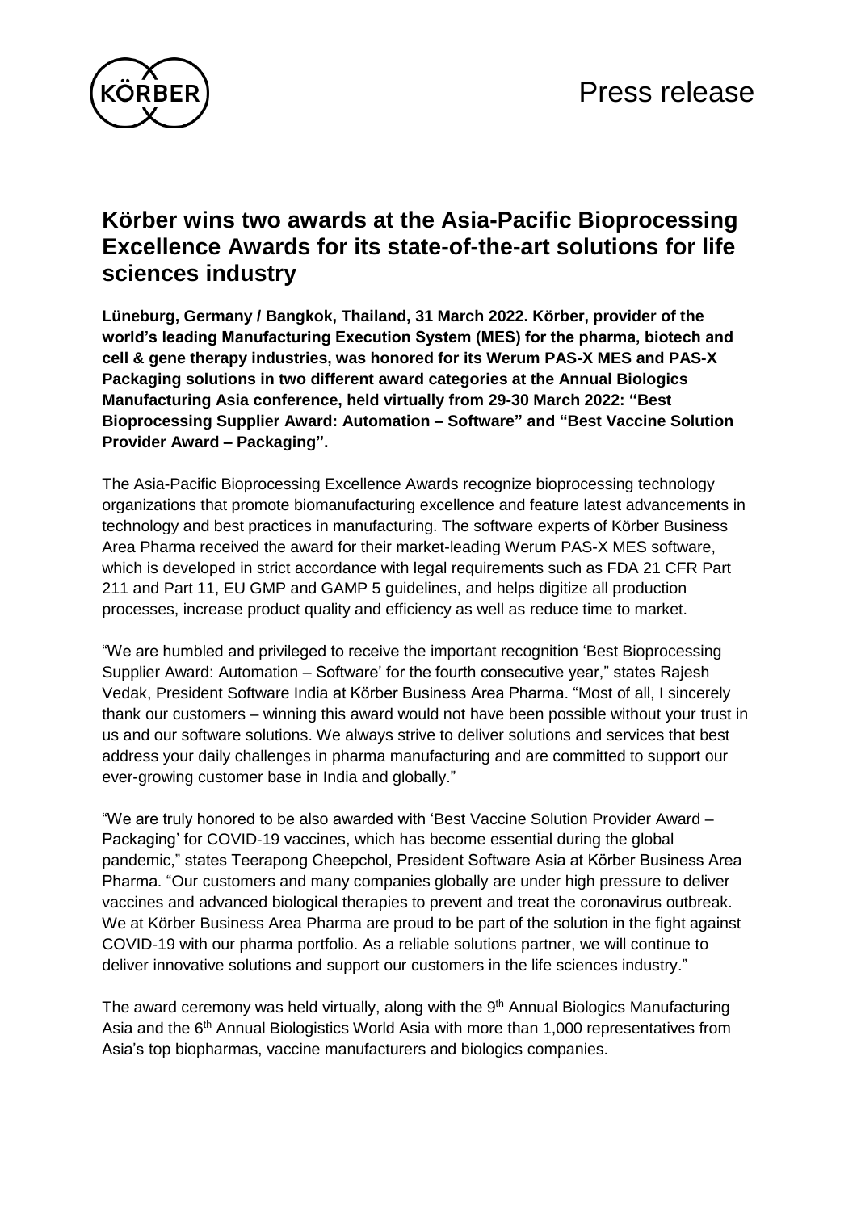Press release

# Körber wins two awards at the Asia-Pacific Bioprocessing Excellence Awards for its state-of-the-art solutions for life sciences industry

**Lüneburg, Germany / Bangkok, Thailand, 31 March 2022. Körber, provider of the world's leading Manufacturing Execution System (MES) for the pharma, biotech and cell & gene therapy industries, was honored for its Werum PAS-X MES and PAS-X Packaging solutions in two different award categories at the Annual Biologics Manufacturing Asia conference, held virtually from 29-30 March 2022: "Best Bioprocessing Supplier Award: Automation – Software" and "Best Vaccine Solution Provider Award – Packaging".**

The Asia-Pacific Bioprocessing Excellence Awards recognize bioprocessing technology organizations that promote biomanufacturing excellence and feature latest advancements in technology and best practices in manufacturing. The software experts of Körber Business Area Pharma received the award for their market-leading Werum PAS-X MES software, which is developed in strict accordance with legal requirements such as FDA 21 CFR Part 211 and Part 11, EU GMP and GAMP 5 guidelines, and helps digitize all production processes, increase product quality and efficiency as well as reduce time to market.

"We are humbled and privileged to receive the important recognition 'Best Bioprocessing Supplier Award: Automation – Software' for the fourth consecutive year," states Rajesh Vedak, President Software India at Körber Business Area Pharma. "Most of all, I sincerely thank our customers – winning this award would not have been possible without your trust in us and our software solutions. We always strive to deliver solutions and services that best address your daily challenges in pharma manufacturing and are committed to support our ever-growing customer base in India and globally."

"We are truly honored to be also awarded with 'Best Vaccine Solution Provider Award – Packaging' for COVID-19 vaccines, which has become essential during the global pandemic," states Teerapong Cheepchol, President Software Asia at Körber Business Area Pharma. "Our customers and many companies globally are under high pressure to deliver vaccines and advanced biological therapies to prevent and treat the coronavirus outbreak. We at Körber Business Area Pharma are proud to be part of the solution in the fight against COVID-19 with our pharma portfolio. As a reliable solutions partner, we will continue to deliver innovative solutions and support our customers in the life sciences industry."

The award ceremony was held virtually, along with the 9th Annual Biologics Manufacturing Asia and the 6th Annual Biologistics World Asia with more than 1,000 representatives from Asia's top biopharmas, vaccine manufacturers and biologics companies.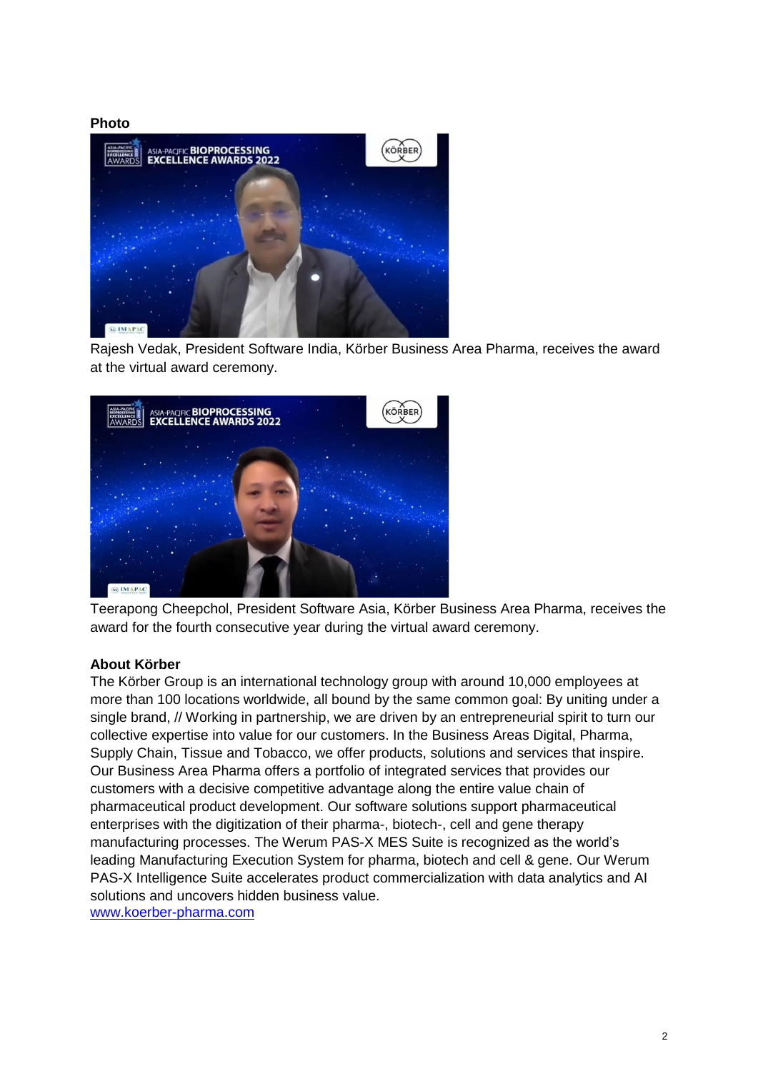**Photo**

Rajesh Vedak, President Software India, Körber Business Area Pharma, receives the award at the virtual award ceremony.

Teerapong Cheepchol, President Software Asia, Körber Business Area Pharma, receives the award for the fourth consecutive year during the virtual award ceremony.

**About Körber**

The Körber Group is an international technology group with around 10,000 employees at more than 100 locations worldwide, all bound by the same common goal: By uniting under a single brand, // Working in partnership, we are driven by an entrepreneurial spirit to turn our collective expertise into value for our customers. In the Business Areas Digital, Pharma, Supply Chain, Tissue and Tobacco, we offer products, solutions and services that inspire. Our Business Area Pharma offers a portfolio of integrated services that provides our customers with a decisive competitive advantage along the entire value chain of pharmaceutical product development. Our software solutions support pharmaceutical enterprises with the digitization of their pharma-, biotech-, cell and gene therapy manufacturing processes. The Werum PAS-X MES Suite is recognized as the world's leading Manufacturing Execution System for pharma, biotech and cell & gene. Our Werum PAS-X Intelligence Suite accelerates product commercialization with data analytics and AI solutions and uncovers hidden business value.
www.koerber-pharma.com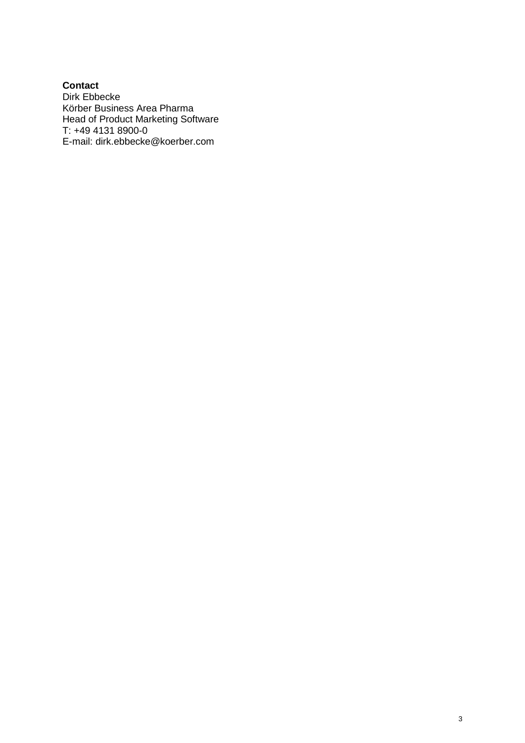**Contact**
Dirk Ebbecke
Körber Business Area Pharma
Head of Product Marketing Software
T: +49 4131 8900-0
E-mail: dirk.ebbecke@koerber.com